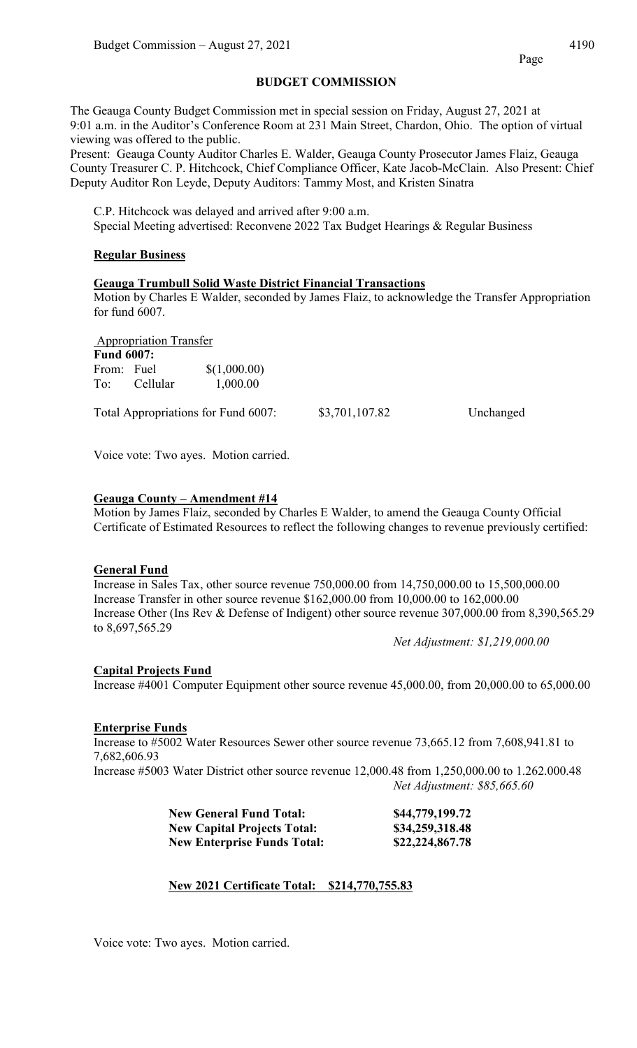## BUDGET COMMISSION

The Geauga County Budget Commission met in special session on Friday, August 27, 2021 at 9:01 a.m. in the Auditor's Conference Room at 231 Main Street, Chardon, Ohio. The option of virtual viewing was offered to the public.

Present: Geauga County Auditor Charles E. Walder, Geauga County Prosecutor James Flaiz, Geauga County Treasurer C. P. Hitchcock, Chief Compliance Officer, Kate Jacob-McClain. Also Present: Chief Deputy Auditor Ron Leyde, Deputy Auditors: Tammy Most, and Kristen Sinatra

C.P. Hitchcock was delayed and arrived after 9:00 a.m.
Special Meeting advertised: Reconvene 2022 Tax Budget Hearings & Regular Business

### Regular Business

#### Geauga Trumbull Solid Waste District Financial Transactions

Motion by Charles E Walder, seconded by James Flaiz, to acknowledge the Transfer Appropriation for fund 6007.

Appropriation Transfer

**Fund 6007:**

| | | |
|---|---|---|
| From: | Fuel | $(1,000.00) |
| To: | Cellular | 1,000.00 |

Total Appropriations for Fund 6007: $3,701,107.82 Unchanged

Voice vote: Two ayes. Motion carried.

#### Geauga County – Amendment #14

Motion by James Flaiz, seconded by Charles E Walder, to amend the Geauga County Official Certificate of Estimated Resources to reflect the following changes to revenue previously certified:

**General Fund**

Increase in Sales Tax, other source revenue 750,000.00 from 14,750,000.00 to 15,500,000.00
Increase Transfer in other source revenue $162,000.00 from 10,000.00 to 162,000.00
Increase Other (Ins Rev & Defense of Indigent) other source revenue 307,000.00 from 8,390,565.29 to 8,697,565.29

*Net Adjustment: $1,219,000.00*

**Capital Projects Fund**

Increase #4001 Computer Equipment other source revenue 45,000.00, from 20,000.00 to 65,000.00

**Enterprise Funds**

Increase to #5002 Water Resources Sewer other source revenue 73,665.12 from 7,608,941.81 to 7,682,606.93
Increase #5003 Water District other source revenue 12,000.48 from 1,250,000.00 to 1.262.000.48

*Net Adjustment: $85,665.60*

| | |
|---|---|
| **New General Fund Total:** | **$44,779,199.72** |
| **New Capital Projects Total:** | **$34,259,318.48** |
| **New Enterprise Funds Total:** | **$22,224,867.78** |

**New 2021 Certificate Total: $214,770,755.83**

Voice vote: Two ayes. Motion carried.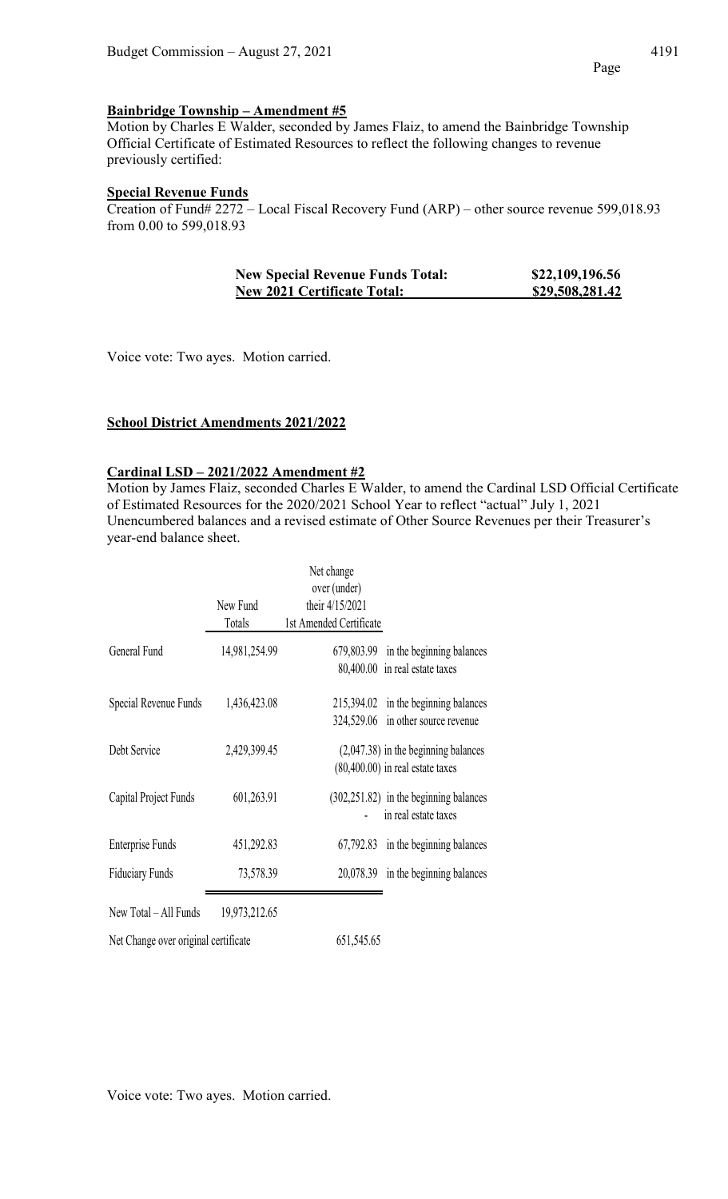**Bainbridge Township – Amendment #5**

Motion by Charles E Walder, seconded by James Flaiz, to amend the Bainbridge Township Official Certificate of Estimated Resources to reflect the following changes to revenue previously certified:

**Special Revenue Funds**

Creation of Fund# 2272 – Local Fiscal Recovery Fund (ARP) – other source revenue 599,018.93 from 0.00 to 599,018.93

| | |
|---|---|
| **New Special Revenue Funds Total:** | **\$22,109,196.56** |
| **New 2021 Certificate Total:** | **\$29,508,281.42** |

Voice vote: Two ayes. Motion carried.

**School District Amendments 2021/2022**

**Cardinal LSD – 2021/2022 Amendment #2**

Motion by James Flaiz, seconded Charles E Walder, to amend the Cardinal LSD Official Certificate of Estimated Resources for the 2020/2021 School Year to reflect "actual" July 1, 2021 Unencumbered balances and a revised estimate of Other Source Revenues per their Treasurer's year-end balance sheet.

| | New Fund Totals | Net change over (under) their 4/15/2021 1st Amended Certificate | |
|---|---|---|---|
| General Fund | 14,981,254.99 | 679,803.99 | in the beginning balances |
| | | 80,400.00 | in real estate taxes |
| Special Revenue Funds | 1,436,423.08 | 215,394.02 | in the beginning balances |
| | | 324,529.06 | in other source revenue |
| Debt Service | 2,429,399.45 | (2,047.38) | in the beginning balances |
| | | (80,400.00) | in real estate taxes |
| Capital Project Funds | 601,263.91 | (302,251.82) | in the beginning balances |
| | | - | in real estate taxes |
| Enterprise Funds | 451,292.83 | 67,792.83 | in the beginning balances |
| Fiduciary Funds | 73,578.39 | 20,078.39 | in the beginning balances |
| New Total – All Funds | 19,973,212.65 | | |
| Net Change over original certificate | | 651,545.65 | |

Voice vote: Two ayes. Motion carried.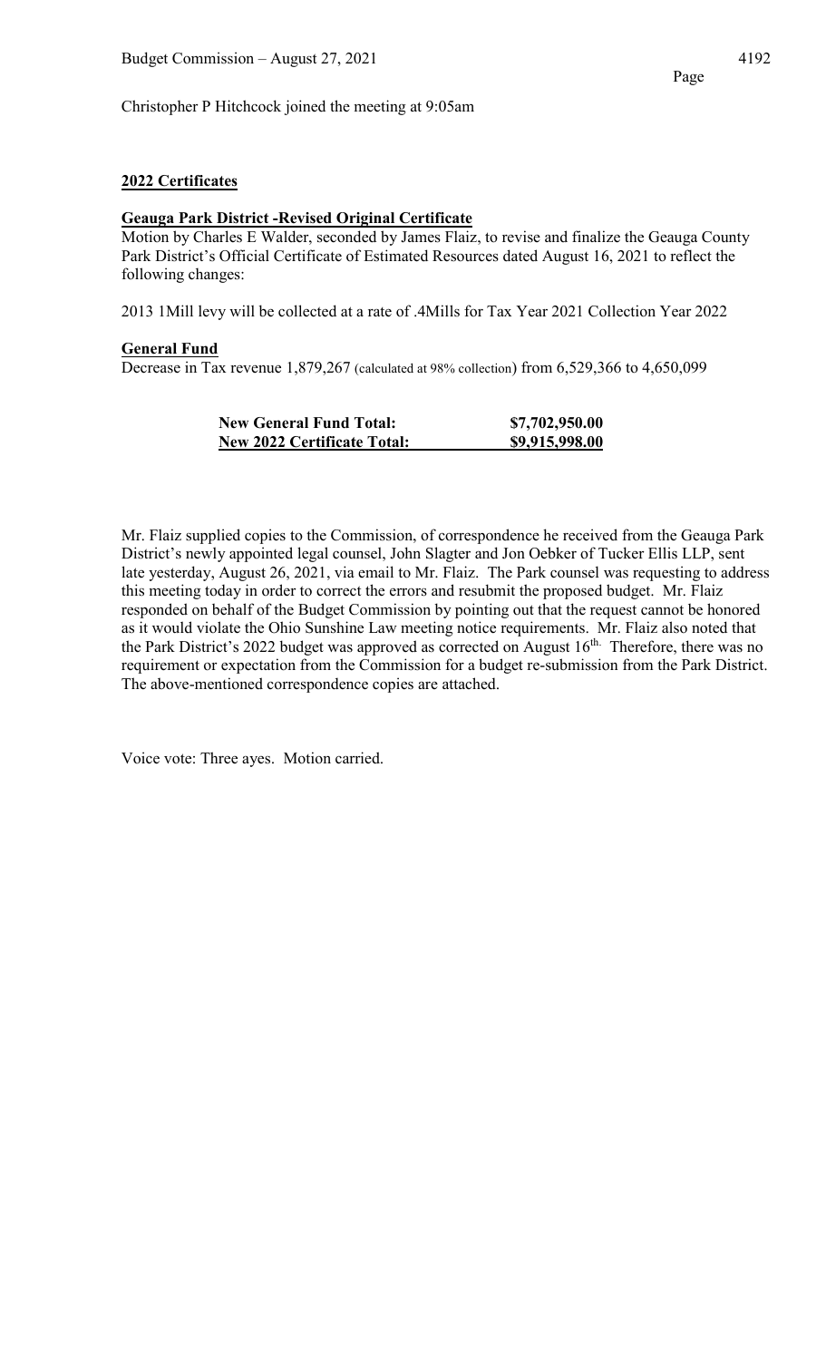Christopher P Hitchcock joined the meeting at 9:05am

**2022 Certificates**

**Geauga Park District -Revised Original Certificate**

Motion by Charles E Walder, seconded by James Flaiz, to revise and finalize the Geauga County Park District's Official Certificate of Estimated Resources dated August 16, 2021 to reflect the following changes:

2013 1Mill levy will be collected at a rate of .4Mills for Tax Year 2021 Collection Year 2022

**General Fund**

Decrease in Tax revenue 1,879,267 (calculated at 98% collection) from 6,529,366 to 4,650,099

| | |
|---|---|
| **New General Fund Total:** | **$7,702,950.00** |
| **New 2022 Certificate Total:** | **$9,915,998.00** |

Mr. Flaiz supplied copies to the Commission, of correspondence he received from the Geauga Park District's newly appointed legal counsel, John Slagter and Jon Oebker of Tucker Ellis LLP, sent late yesterday, August 26, 2021, via email to Mr. Flaiz. The Park counsel was requesting to address this meeting today in order to correct the errors and resubmit the proposed budget. Mr. Flaiz responded on behalf of the Budget Commission by pointing out that the request cannot be honored as it would violate the Ohio Sunshine Law meeting notice requirements. Mr. Flaiz also noted that the Park District's 2022 budget was approved as corrected on August 16th. Therefore, there was no requirement or expectation from the Commission for a budget re-submission from the Park District. The above-mentioned correspondence copies are attached.

Voice vote: Three ayes. Motion carried.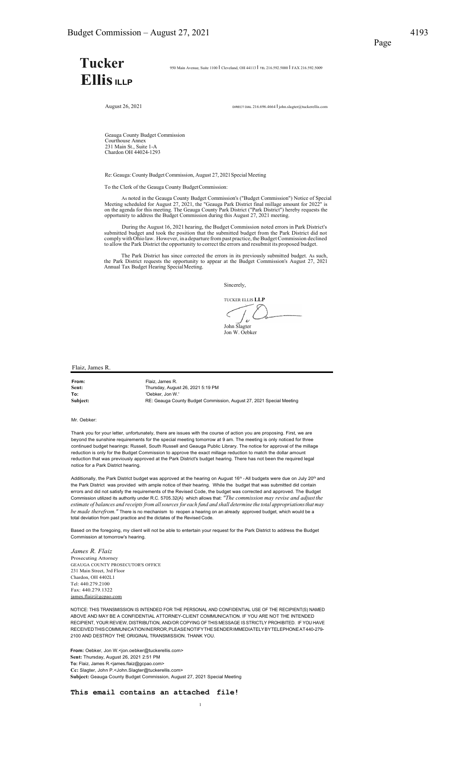# Tucker Ellis LLP

950 Main Avenue, Suite 1100 | Cleveland, OH 44113 | TEL 216.592.5000 | FAX 216.592.5009

August 26, 2021

DIRECT DIAL 216.696.4664 | john.slagter@tuckerellis.com

Geauga County Budget Commission
Courthouse Annex
231 Main St., Suite 1-A
Chardon OH 44024-1293

Re: Geauga: County Budget Commission, August 27, 2021 Special Meeting

To the Clerk of the Geauga County Budget Commission:

As noted in the Geauga County Budget Commission's ("Budget Commission") Notice of Special Meeting scheduled for August 27, 2021, the "Geauga Park District final millage amount for 2022" is on the agenda for this meeting. The Geauga County Park District ("Park District") hereby requests the opportunity to address the Budget Commission during this August 27, 2021 meeting.

During the August 16, 2021 hearing, the Budget Commission noted errors in Park District's submitted budget and took the position that the submitted budget from the Park District did not comply with Ohio law. However, in a departure from past practice, the Budget Commission declined to allow the Park District the opportunity to correct the errors and resubmit its proposed budget.

The Park District has since corrected the errors in its previously submitted budget. As such, the Park District requests the opportunity to appear at the Budget Commission's August 27, 2021 Annual Tax Budget Hearing Special Meeting.

Sincerely,

TUCKER ELLIS **LLP**

John Slagter
Jon W. Oebker

---

Flaiz, James R.

**From:** Flaiz, James R.
**Sent:** Thursday, August 26, 2021 5:19 PM
**To:** 'Oebker, Jon W.'
**Subject:** RE: Geauga County Budget Commission, August 27, 2021 Special Meeting

Mr. Oebker:

Thank you for your letter, unfortunately, there are issues with the course of action you are proposing. First, we are beyond the sunshine requirements for the special meeting tomorrow at 9 am. The meeting is only noticed for three continued budget hearings: Russell, South Russell and Geauga Public Library. The notice for approval of the millage reduction is only for the Budget Commission to approve the exact millage reduction to match the dollar amount reduction that was previously approved at the Park District's budget hearing. There has not been the required legal notice for a Park District hearing.

Additionally, the Park District budget was approved at the hearing on August 16th - All budgets were due on July 20th and the Park District was provided with ample notice of their hearing. While the budget that was submitted did contain errors and did not satisfy the requirements of the Revised Code, the budget was corrected and approved. The Budget Commission utilized its authority under R.C. 5705.32(A) which allows that: *"The commission may revise and adjust the estimate of balances and receipts from all sources for each fund and shall determine the total appropriations that may be made therefrom."* There is no mechanism to reopen a hearing on an already approved budget, which would be a total deviation from past practice and the dictates of the Revised Code.

Based on the foregoing, my client will not be able to entertain your request for the Park District to address the Budget Commission at tomorrow's hearing.

*James R. Flaiz*
Prosecuting Attorney
GEAUGA COUNTY PROSECUTOR'S OFFICE
231 Main Street, 3rd Floor
Chardon, OH 4402L1
Tel: 440.279.2100
Fax: 440.279.1322
james.flaiz@gcpao.com

NOTICE: THIS TRANSMISSION IS INTENDED FOR THE PERSONAL AND CONFIDENTIAL USE OF THE RECIPIENT(S) NAMED ABOVE AND MAY BE A CONFIDENTIAL ATTORNEY-CLIENT COMMUNICATION. IF YOU ARE NOT THE INTENDED RECIPIENT, YOUR REVIEW, DISTRIBUTION, AND/OR COPYING OF THIS MESSAGE IS STRICTLY PROHIBITED. IF YOU HAVE RECEIVED THIS COMMUNICATION IN ERROR, PLEASE NOTIFY THE SENDER IMMEDIATELY BY TELEPHONE AT 440-279-2100 AND DESTROY THE ORIGINAL TRANSMISSION. THANK YOU.

**From:** Oebker, Jon W.<jon.oebker@tuckerellis.com>
**Sent:** Thursday, August 26, 2021 2:51 PM
**To:** Flaiz, James R.<james.flaiz@gcpao.com>
**Cc:** Slagter, John P.<John.Slagter@tuckerellis.com>
**Subject:** Geauga County Budget Commission, August 27, 2021 Special Meeting

**This email contains an attached file!**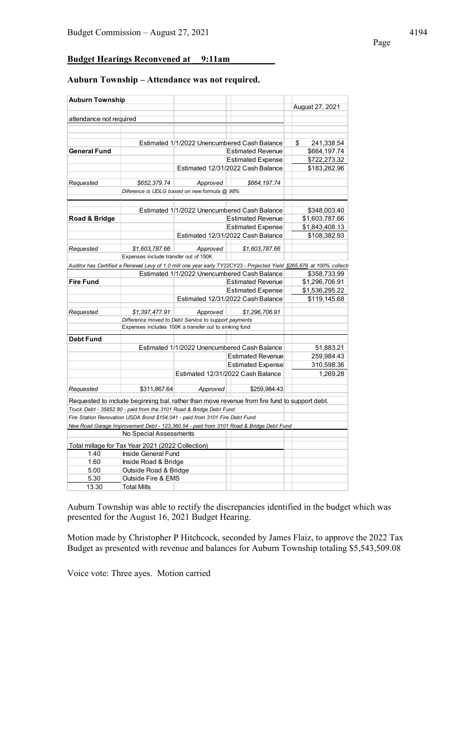**Budget Hearings Reconvened at 9:11am**

**Auburn Township – Attendance was not required.**

| **Auburn Township** | | | | |
|---|---|---|---|---|
| | | | | August 27, 2021 |
| attendance not required | | | | |
| | | Estimated 1/1/2022 Unencumbered Cash Balance | | $ 241,338.54 |
| **General Fund** | | | Estimated Revenue | $664,197.74 |
| | | | Estimated Expense | $722,273.32 |
| | | Estimated 12/31/2022 Cash Balance | | $183,262.96 |
| *Requested* | *$652,379.74* | *Approved* | *$664,197.74* | |
| | *Diference is UDLG based on new formula @ 98%* | | | |
| | | Estimated 1/1/2022 Unencumbered Cash Balance | | $348,003.40 |
| **Road & Bridge** | | | Estimated Revenue | $1,603,787.66 |
| | | | Estimated Expense | $1,843,408.13 |
| | | Estimated 12/31/2022 Cash Balance | | $108,382.93 |
| *Requested* | *$1,603,787.66* | *Approved* | *$1,603,787.66* | |
| | Expenses include transfer out of 150K | | | |
| *Auditor has Certified a Renewal Levy of 1.0 mill one year early TY22CY23 - Projected Yield $265,879 at 100% collecti* | | | | |
| | | Estimated 1/1/2022 Unencumbered Cash Balance | | $358,733.99 |
| **Fire Fund** | | | Estimated Revenue | $1,296,706.91 |
| | | | Estimated Expense | $1,536,295.22 |
| | | Estimated 12/31/2022 Cash Balance | | $119,145.68 |
| *Requested* | *$1,397,477.91* | *Approved* | *$1,296,706.91* | |
| | *Difference moved to Debt Service to support payments* | | | |
| | Expenses includes 100K a transfer out to sinking fund | | | |
| **Debt Fund** | | | | |
| | | Estimated 1/1/2022 Unencumbered Cash Balance | | 51,883.21 |
| | | | Estimated Revenue | 259,984.43 |
| | | | Estimated Expense | 310,598.36 |
| | | Estimated 12/31/2022 Cash Balance | | 1,269.28 |
| *Requested* | $311,867.64 | *Approved* | $259,984.43 | |
| Requested to include beginning bal. rather than move revenue from fire fund to support debt. | | | | |
| *Truck Debt - 35852.80 - paid from the 3101 Road & Bridge Debt Fund* | | | | |
| *Fire Station Renovation USDA Bond $154,041 - paid from 3101 Fire Debt Fund* | | | | |
| *New Road Garage Improvement Debt - 123,360.54 - paid from 3101 Road & Bridge Debt Fund* | | | | |
| | No Special Assessments | | | |
| Total millage for Tax Year 2021 (2022 Collection) | | | | |
| 1.40 | Inside General Fund | | | |
| 1.60 | Inside Road & Bridge | | | |
| 5.00 | Outside Road & Bridge | | | |
| 5.30 | Outside Fire & EMS | | | |
| 13.30 | Total Mills | | | |

Auburn Township was able to rectify the discrepancies identified in the budget which was presented for the August 16, 2021 Budget Hearing.

Motion made by Christopher P Hitchcock, seconded by James Flaiz, to approve the 2022 Tax Budget as presented with revenue and balances for Auburn Township totaling $5,543,509.08

Voice vote: Three ayes. Motion carried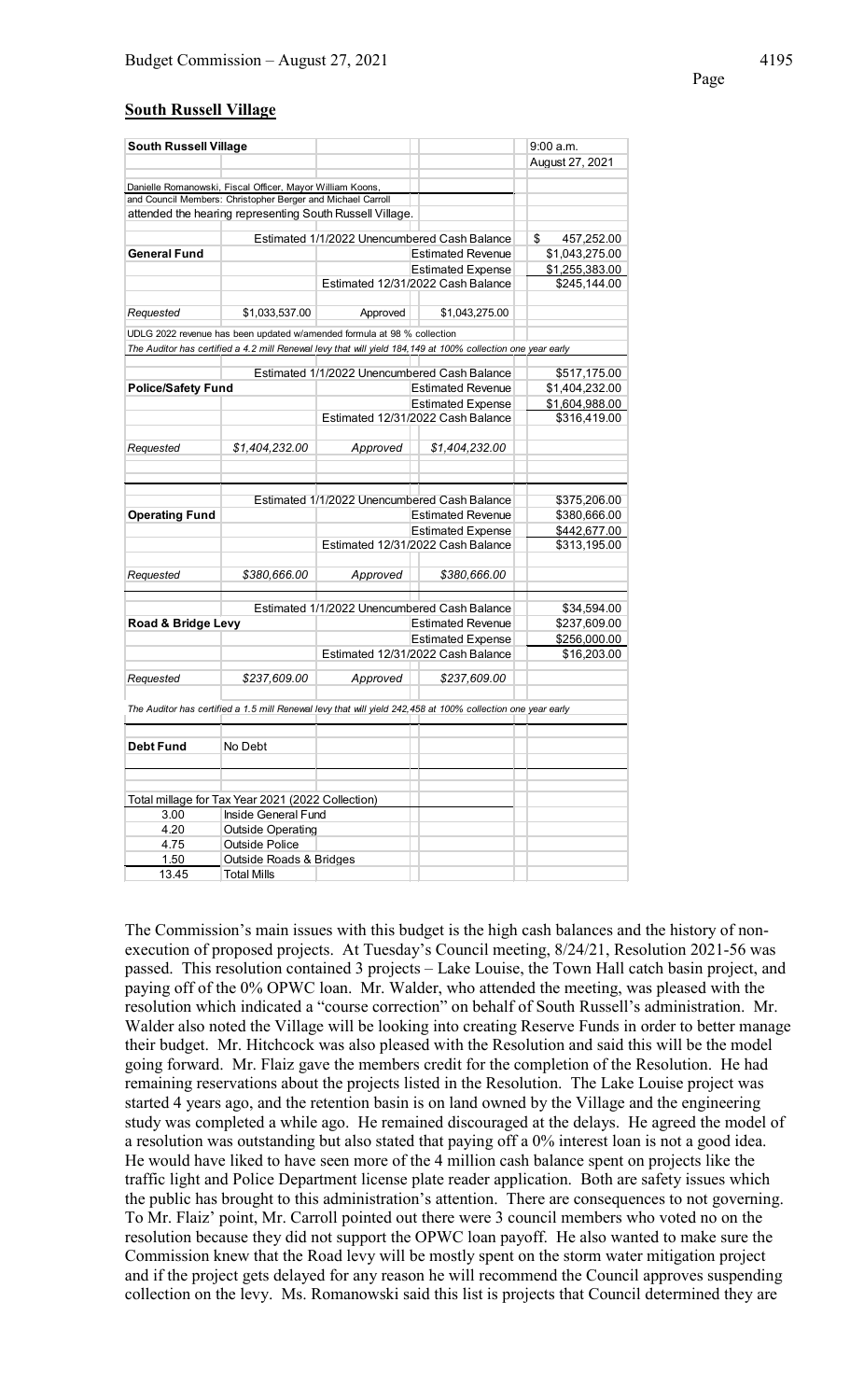**South Russell Village**

| South Russell Village | | | | 9:00 a.m. |
|---|---|---|---|---|
| | | | | August 27, 2021 |
| Danielle Romanowski, Fiscal Officer, Mayor William Koons, | | | | |
| and Council Members: Christopher Berger and Michael Carroll | | | | |
| attended the hearing representing South Russell Village. | | | | |
| | Estimated 1/1/2022 Unencumbered Cash Balance | | | $ 457,252.00 |
| **General Fund** | | | Estimated Revenue | $1,043,275.00 |
| | | | Estimated Expense | $1,255,383.00 |
| | Estimated 12/31/2022 Cash Balance | | | $245,144.00 |
| *Requested* | $1,033,537.00 | Approved | $1,043,275.00 | |
| UDLG 2022 revenue has been updated w/amended formula at 98 % collection | | | | |
| *The Auditor has certified a 4.2 mill Renewal levy that will yield 184,149 at 100% collection one year early* | | | | |
| | Estimated 1/1/2022 Unencumbered Cash Balance | | | $517,175.00 |
| **Police/Safety Fund** | | | Estimated Revenue | $1,404,232.00 |
| | | | Estimated Expense | $1,604,988.00 |
| | Estimated 12/31/2022 Cash Balance | | | $316,419.00 |
| *Requested* | *$1,404,232.00* | *Approved* | *$1,404,232.00* | |
| | Estimated 1/1/2022 Unencumbered Cash Balance | | | $375,206.00 |
| **Operating Fund** | | | Estimated Revenue | $380,666.00 |
| | | | Estimated Expense | $442,677.00 |
| | Estimated 12/31/2022 Cash Balance | | | $313,195.00 |
| *Requested* | *$380,666.00* | *Approved* | *$380,666.00* | |
| | Estimated 1/1/2022 Unencumbered Cash Balance | | | $34,594.00 |
| **Road & Bridge Levy** | | | Estimated Revenue | $237,609.00 |
| | | | Estimated Expense | $256,000.00 |
| | Estimated 12/31/2022 Cash Balance | | | $16,203.00 |
| *Requested* | *$237,609.00* | *Approved* | *$237,609.00* | |
| *The Auditor has certified a 1.5 mill Renewal levy that will yield 242,458 at 100% collection one year early* | | | | |
| **Debt Fund** | No Debt | | | |
| Total millage for Tax Year 2021 (2022 Collection) | | | | |
| 3.00 | Inside General Fund | | | |
| 4.20 | Outside Operating | | | |
| 4.75 | Outside Police | | | |
| 1.50 | Outside Roads & Bridges | | | |
| 13.45 | Total Mills | | | |

The Commission's main issues with this budget is the high cash balances and the history of non-execution of proposed projects. At Tuesday's Council meeting, 8/24/21, Resolution 2021-56 was passed. This resolution contained 3 projects – Lake Louise, the Town Hall catch basin project, and paying off of the 0% OPWC loan. Mr. Walder, who attended the meeting, was pleased with the resolution which indicated a "course correction" on behalf of South Russell's administration. Mr. Walder also noted the Village will be looking into creating Reserve Funds in order to better manage their budget. Mr. Hitchcock was also pleased with the Resolution and said this will be the model going forward. Mr. Flaiz gave the members credit for the completion of the Resolution. He had remaining reservations about the projects listed in the Resolution. The Lake Louise project was started 4 years ago, and the retention basin is on land owned by the Village and the engineering study was completed a while ago. He remained discouraged at the delays. He agreed the model of a resolution was outstanding but also stated that paying off a 0% interest loan is not a good idea. He would have liked to have seen more of the 4 million cash balance spent on projects like the traffic light and Police Department license plate reader application. Both are safety issues which the public has brought to this administration's attention. There are consequences to not governing. To Mr. Flaiz' point, Mr. Carroll pointed out there were 3 council members who voted no on the resolution because they did not support the OPWC loan payoff. He also wanted to make sure the Commission knew that the Road levy will be mostly spent on the storm water mitigation project and if the project gets delayed for any reason he will recommend the Council approves suspending collection on the levy. Ms. Romanowski said this list is projects that Council determined they are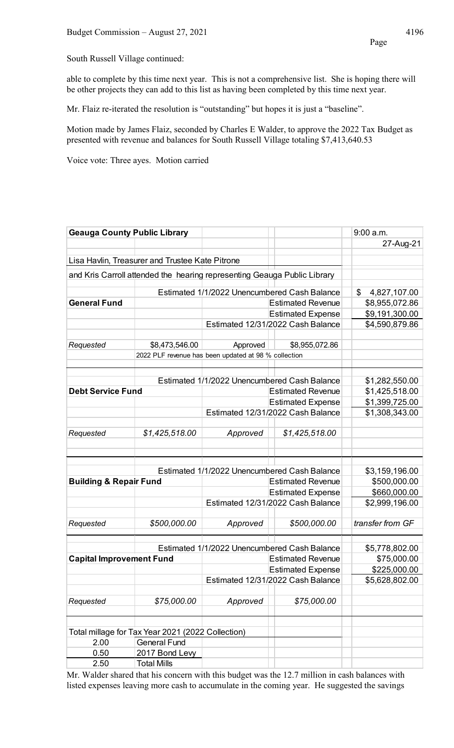South Russell Village continued:

able to complete by this time next year. This is not a comprehensive list. She is hoping there will be other projects they can add to this list as having been completed by this time next year.

Mr. Flaiz re-iterated the resolution is "outstanding" but hopes it is just a "baseline".

Motion made by James Flaiz, seconded by Charles E Walder, to approve the 2022 Tax Budget as presented with revenue and balances for South Russell Village totaling $7,413,640.53

Voice vote: Three ayes. Motion carried

| **Geauga County Public Library** | | | | 9:00 a.m. |
|---|---|---|---|---|
| | | | | 27-Aug-21 |
| Lisa Havlin, Treasurer and Trustee Kate Pitrone | | | | |
| and Kris Carroll attended the hearing representing Geauga Public Library | | | | |
| | Estimated 1/1/2022 Unencumbered Cash Balance | | | $ 4,827,107.00 |
| **General Fund** | | | Estimated Revenue | $8,955,072.86 |
| | | | Estimated Expense | $9,191,300.00 |
| | | Estimated 12/31/2022 Cash Balance | | $4,590,879.86 |
| *Requested* | $8,473,546.00 | Approved | $8,955,072.86 | |
| | 2022 PLF revenue has been updated at 98 % collection | | | |
| | Estimated 1/1/2022 Unencumbered Cash Balance | | | $1,282,550.00 |
| **Debt Service Fund** | | | Estimated Revenue | $1,425,518.00 |
| | | | Estimated Expense | $1,399,725.00 |
| | | Estimated 12/31/2022 Cash Balance | | $1,308,343.00 |
| *Requested* | *$1,425,518.00* | *Approved* | *$1,425,518.00* | |
| | Estimated 1/1/2022 Unencumbered Cash Balance | | | $3,159,196.00 |
| **Building & Repair Fund** | | | Estimated Revenue | $500,000.00 |
| | | | Estimated Expense | $660,000.00 |
| | | Estimated 12/31/2022 Cash Balance | | $2,999,196.00 |
| *Requested* | *$500,000.00* | *Approved* | *$500,000.00* | *transfer from GF* |
| | Estimated 1/1/2022 Unencumbered Cash Balance | | | $5,778,802.00 |
| **Capital Improvement Fund** | | | Estimated Revenue | $75,000.00 |
| | | | Estimated Expense | $225,000.00 |
| | | Estimated 12/31/2022 Cash Balance | | $5,628,802.00 |
| *Requested* | *$75,000.00* | *Approved* | *$75,000.00* | |
| Total millage for Tax Year 2021 (2022 Collection) | | | | |
| 2.00 | General Fund | | | |
| 0.50 | 2017 Bond Levy | | | |
| 2.50 | Total Mills | | | |

Mr. Walder shared that his concern with this budget was the 12.7 million in cash balances with listed expenses leaving more cash to accumulate in the coming year. He suggested the savings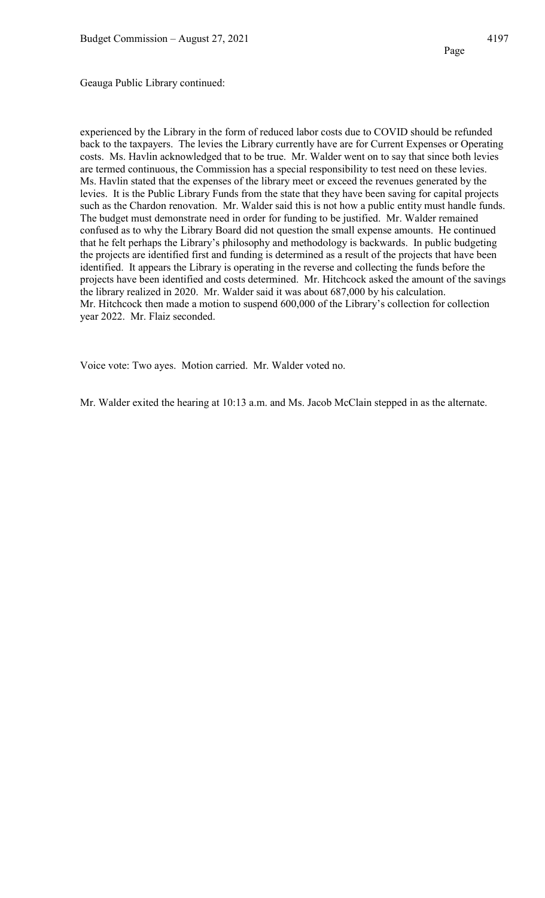Geauga Public Library continued:

experienced by the Library in the form of reduced labor costs due to COVID should be refunded back to the taxpayers. The levies the Library currently have are for Current Expenses or Operating costs. Ms. Havlin acknowledged that to be true. Mr. Walder went on to say that since both levies are termed continuous, the Commission has a special responsibility to test need on these levies. Ms. Havlin stated that the expenses of the library meet or exceed the revenues generated by the levies. It is the Public Library Funds from the state that they have been saving for capital projects such as the Chardon renovation. Mr. Walder said this is not how a public entity must handle funds. The budget must demonstrate need in order for funding to be justified. Mr. Walder remained confused as to why the Library Board did not question the small expense amounts. He continued that he felt perhaps the Library's philosophy and methodology is backwards. In public budgeting the projects are identified first and funding is determined as a result of the projects that have been identified. It appears the Library is operating in the reverse and collecting the funds before the projects have been identified and costs determined. Mr. Hitchcock asked the amount of the savings the library realized in 2020. Mr. Walder said it was about 687,000 by his calculation. Mr. Hitchcock then made a motion to suspend 600,000 of the Library's collection for collection year 2022. Mr. Flaiz seconded.

Voice vote: Two ayes. Motion carried. Mr. Walder voted no.

Mr. Walder exited the hearing at 10:13 a.m. and Ms. Jacob McClain stepped in as the alternate.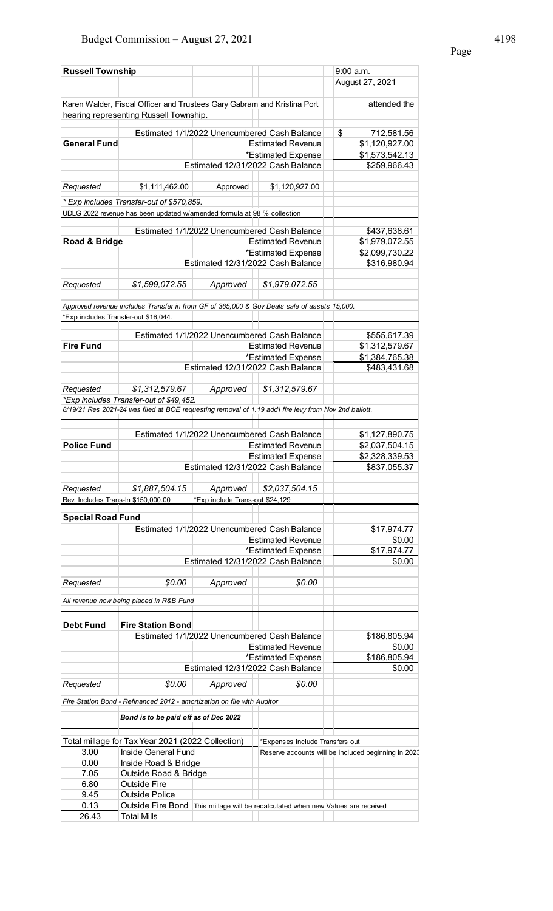# Russell Township

9:00 a.m.
August 27, 2021

Karen Walder, Fiscal Officer and Trustees Gary Gabram and Kristina Port attended the hearing representing Russell Township.

## General Fund

| | |
|---|---|
| Estimated 1/1/2022 Unencumbered Cash Balance | $ 712,581.56 |
| Estimated Revenue | $1,120,927.00 |
| *Estimated Expense | $1,573,542.13 |
| Estimated 12/31/2022 Cash Balance | $259,966.43 |

| Requested | $1,111,462.00 | Approved | $1,120,927.00 |
|---|---|---|---|

*\* Exp includes Transfer-out of $570,859.*

UDLG 2022 revenue has been updated w/amended formula at 98 % collection

## Road & Bridge

| | |
|---|---|
| Estimated 1/1/2022 Unencumbered Cash Balance | $437,638.61 |
| Estimated Revenue | $1,979,072.55 |
| *Estimated Expense | $2,099,730.22 |
| Estimated 12/31/2022 Cash Balance | $316,980.94 |

| *Requested* | *$1,599,072.55* | *Approved* | *$1,979,072.55* |
|---|---|---|---|

*Approved revenue includes Transfer in from GF of 365,000 & Gov Deals sale of assets 15,000.*

*\*Exp includes Transfer-out $16,044.*

## Fire Fund

| | |
|---|---|
| Estimated 1/1/2022 Unencumbered Cash Balance | $555,617.39 |
| Estimated Revenue | $1,312,579.67 |
| *Estimated Expense | $1,384,765.38 |
| Estimated 12/31/2022 Cash Balance | $483,431.68 |

| *Requested* | *$1,312,579.67* | *Approved* | *$1,312,579.67* |
|---|---|---|---|

*\*Exp includes Transfer-out of $49,452.*

*8/19/21 Res 2021-24 was filed at BOE requesting removal of 1.19 add'l fire levy from Nov 2nd ballot.*

## Police Fund

| | |
|---|---|
| Estimated 1/1/2022 Unencumbered Cash Balance | $1,127,890.75 |
| Estimated Revenue | $2,037,504.15 |
| Estimated Expense | $2,328,339.53 |
| Estimated 12/31/2022 Cash Balance | $837,055.37 |

| *Requested* | *$1,887,504.15* | *Approved* | *$2,037,504.15* |
|---|---|---|---|

Rev. Includes Trans-In $150,000.00 — *Exp include Trans-out $24,129

## Special Road Fund

| | |
|---|---|
| Estimated 1/1/2022 Unencumbered Cash Balance | $17,974.77 |
| Estimated Revenue | $0.00 |
| *Estimated Expense | $17,974.77 |
| Estimated 12/31/2022 Cash Balance | $0.00 |

| *Requested* | *$0.00* | *Approved* | *$0.00* |
|---|---|---|---|

*All revenue now being placed in R&B Fund*

## Debt Fund — Fire Station Bond

| | |
|---|---|
| Estimated 1/1/2022 Unencumbered Cash Balance | $186,805.94 |
| Estimated Revenue | $0.00 |
| *Estimated Expense | $186,805.94 |
| Estimated 12/31/2022 Cash Balance | $0.00 |

| *Requested* | *$0.00* | *Approved* | *$0.00* |
|---|---|---|---|

*Fire Station Bond - Refinanced 2012 - amortization on file with Auditor*

***Bond is to be paid off as of Dec 2022***

## Total millage for Tax Year 2021 (2022 Collection)

*Expenses include Transfers out

Reserve accounts will be included beginning in 2023

| Mills | Fund |
|---|---|
| 3.00 | Inside General Fund |
| 0.00 | Inside Road & Bridge |
| 7.05 | Outside Road & Bridge |
| 6.80 | Outside Fire |
| 9.45 | Outside Police |
| 0.13 | Outside Fire Bond — This millage will be recalculated when new Values are received |
| 26.43 | Total Mills |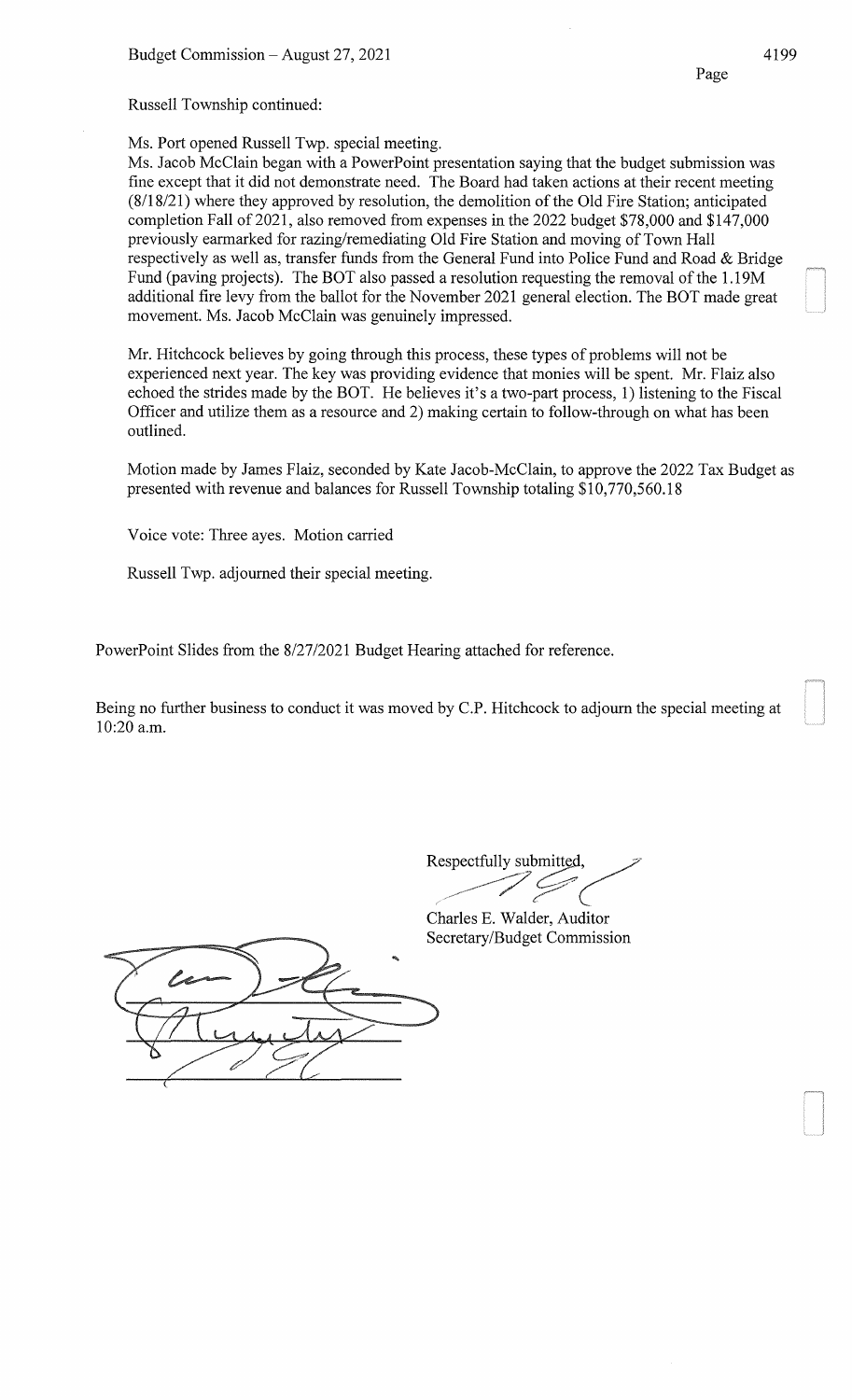Russell Township continued:

Ms. Port opened Russell Twp. special meeting.

Ms. Jacob McClain began with a PowerPoint presentation saying that the budget submission was fine except that it did not demonstrate need. The Board had taken actions at their recent meeting (8/18/21) where they approved by resolution, the demolition of the Old Fire Station; anticipated completion Fall of 2021, also removed from expenses in the 2022 budget $78,000 and $147,000 previously earmarked for razing/remediating Old Fire Station and moving of Town Hall respectively as well as, transfer funds from the General Fund into Police Fund and Road & Bridge Fund (paving projects). The BOT also passed a resolution requesting the removal of the 1.19M additional fire levy from the ballot for the November 2021 general election. The BOT made great movement. Ms. Jacob McClain was genuinely impressed.

Mr. Hitchcock believes by going through this process, these types of problems will not be experienced next year. The key was providing evidence that monies will be spent. Mr. Flaiz also echoed the strides made by the BOT. He believes it's a two-part process, 1) listening to the Fiscal Officer and utilize them as a resource and 2) making certain to follow-through on what has been outlined.

Motion made by James Flaiz, seconded by Kate Jacob-McClain, to approve the 2022 Tax Budget as presented with revenue and balances for Russell Township totaling $10,770,560.18

Voice vote: Three ayes. Motion carried

Russell Twp. adjourned their special meeting.

PowerPoint Slides from the 8/27/2021 Budget Hearing attached for reference.

Being no further business to conduct it was moved by C.P. Hitchcock to adjourn the special meeting at 10:20 a.m.

Respectfully submitted,

Charles E. Walder, Auditor
Secretary/Budget Commission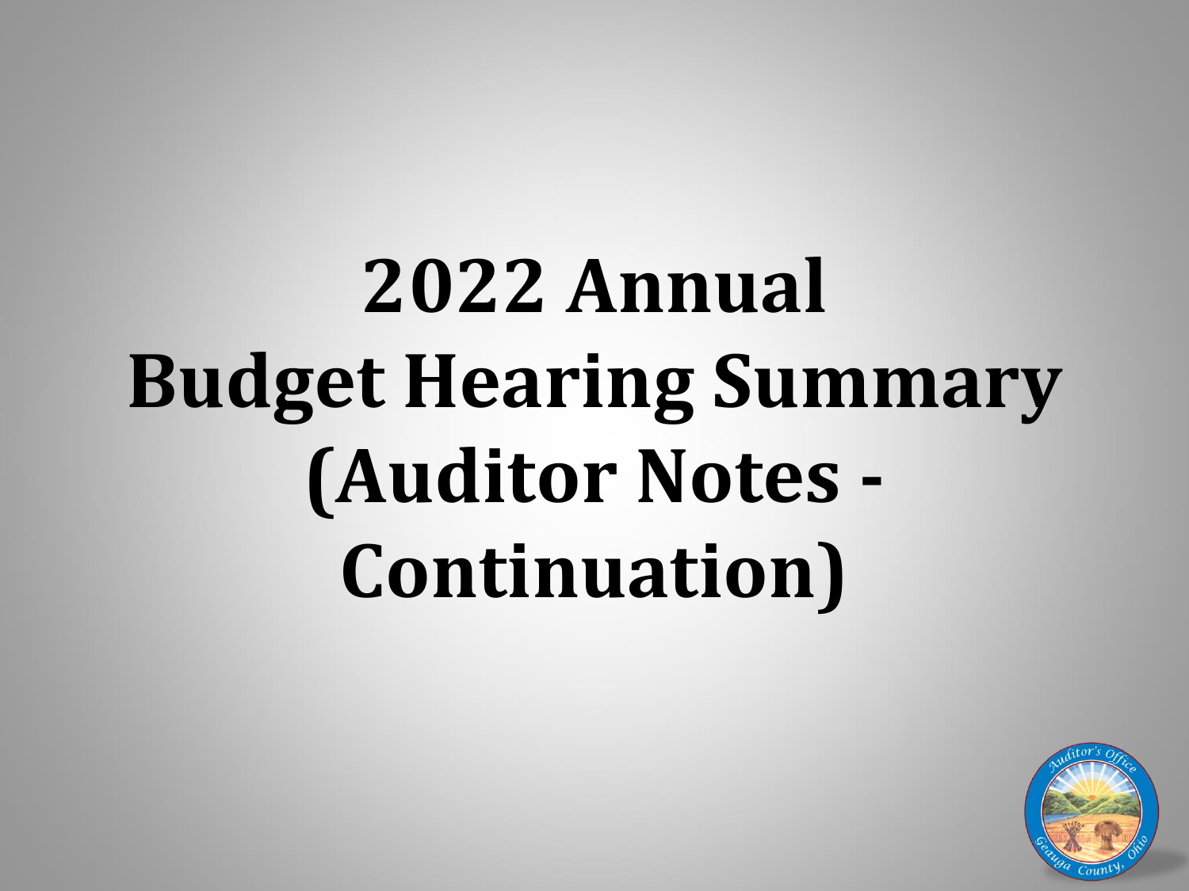# 2022 Annual Budget Hearing Summary (Auditor Notes - Continuation)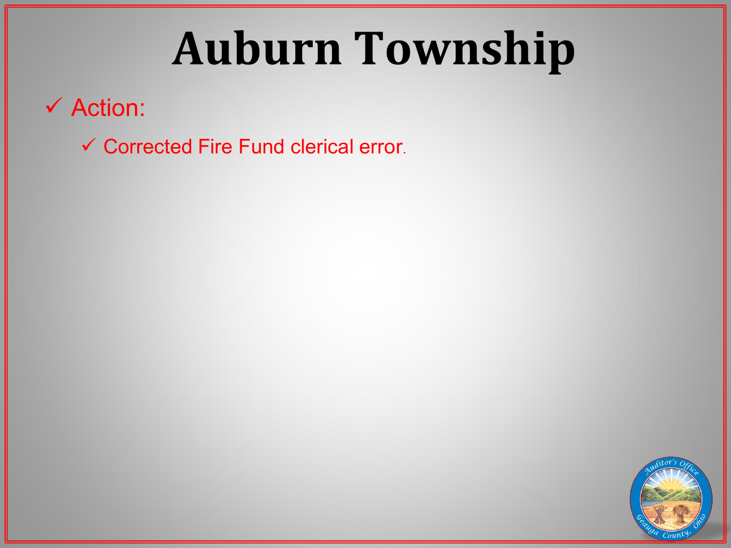# Auburn Township

- ✓ Action:
  - ✓ Corrected Fire Fund clerical error.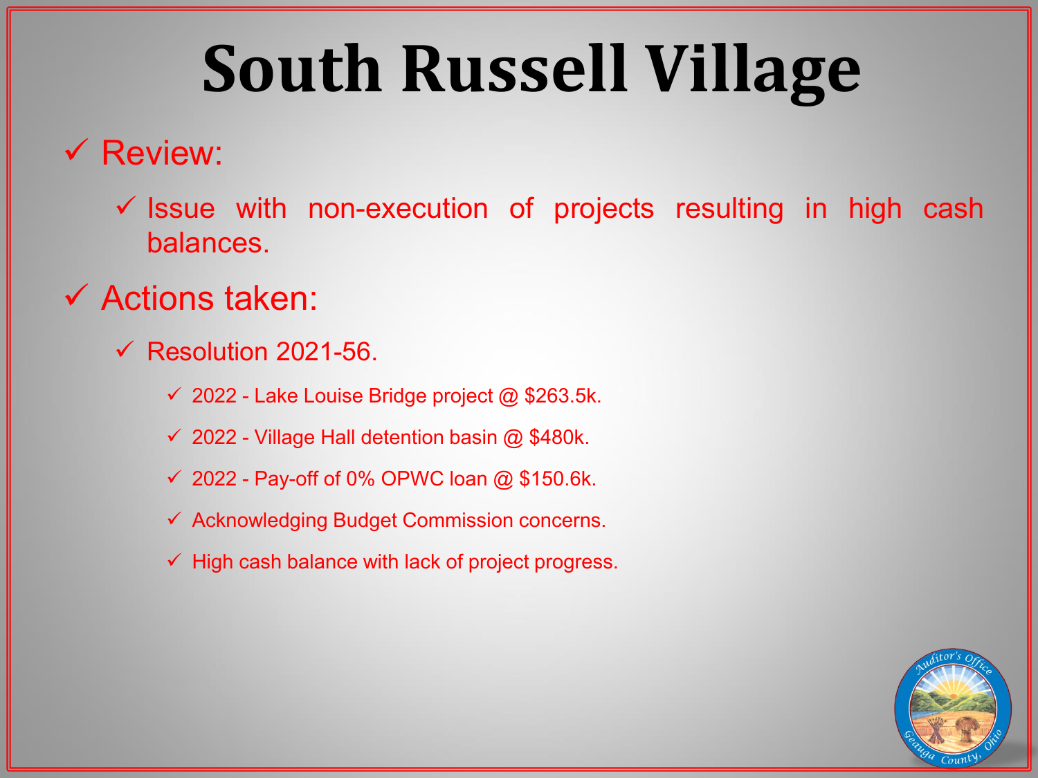# South Russell Village

- ✓ Review:
  - ✓ Issue with non-execution of projects resulting in high cash balances.
- ✓ Actions taken:
  - ✓ Resolution 2021-56.
    - ✓ 2022 - Lake Louise Bridge project @ $263.5k.
    - ✓ 2022 - Village Hall detention basin @ $480k.
    - ✓ 2022 - Pay-off of 0% OPWC loan @ $150.6k.
    - ✓ Acknowledging Budget Commission concerns.
    - ✓ High cash balance with lack of project progress.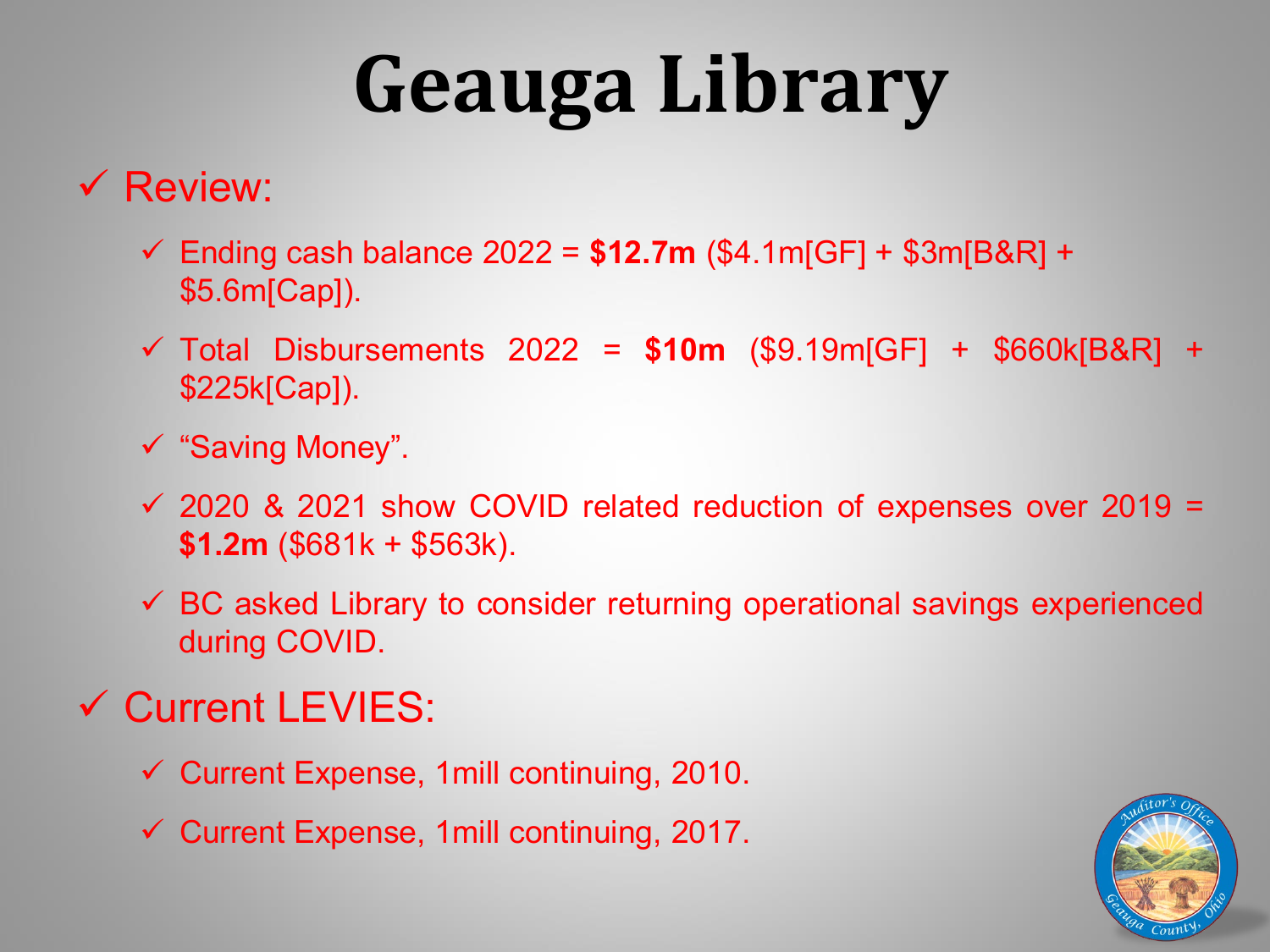# Geauga Library

- ✓ Review:
  - ✓ Ending cash balance 2022 = **$12.7m** ($4.1m[GF] + $3m[B&R] + $5.6m[Cap]).
  - ✓ Total Disbursements 2022 = **$10m** ($9.19m[GF] + $660k[B&R] + $225k[Cap]).
  - ✓ "Saving Money".
  - ✓ 2020 & 2021 show COVID related reduction of expenses over 2019 = **$1.2m** ($681k + $563k).
  - ✓ BC asked Library to consider returning operational savings experienced during COVID.
- ✓ Current LEVIES:
  - ✓ Current Expense, 1mill continuing, 2010.
  - ✓ Current Expense, 1mill continuing, 2017.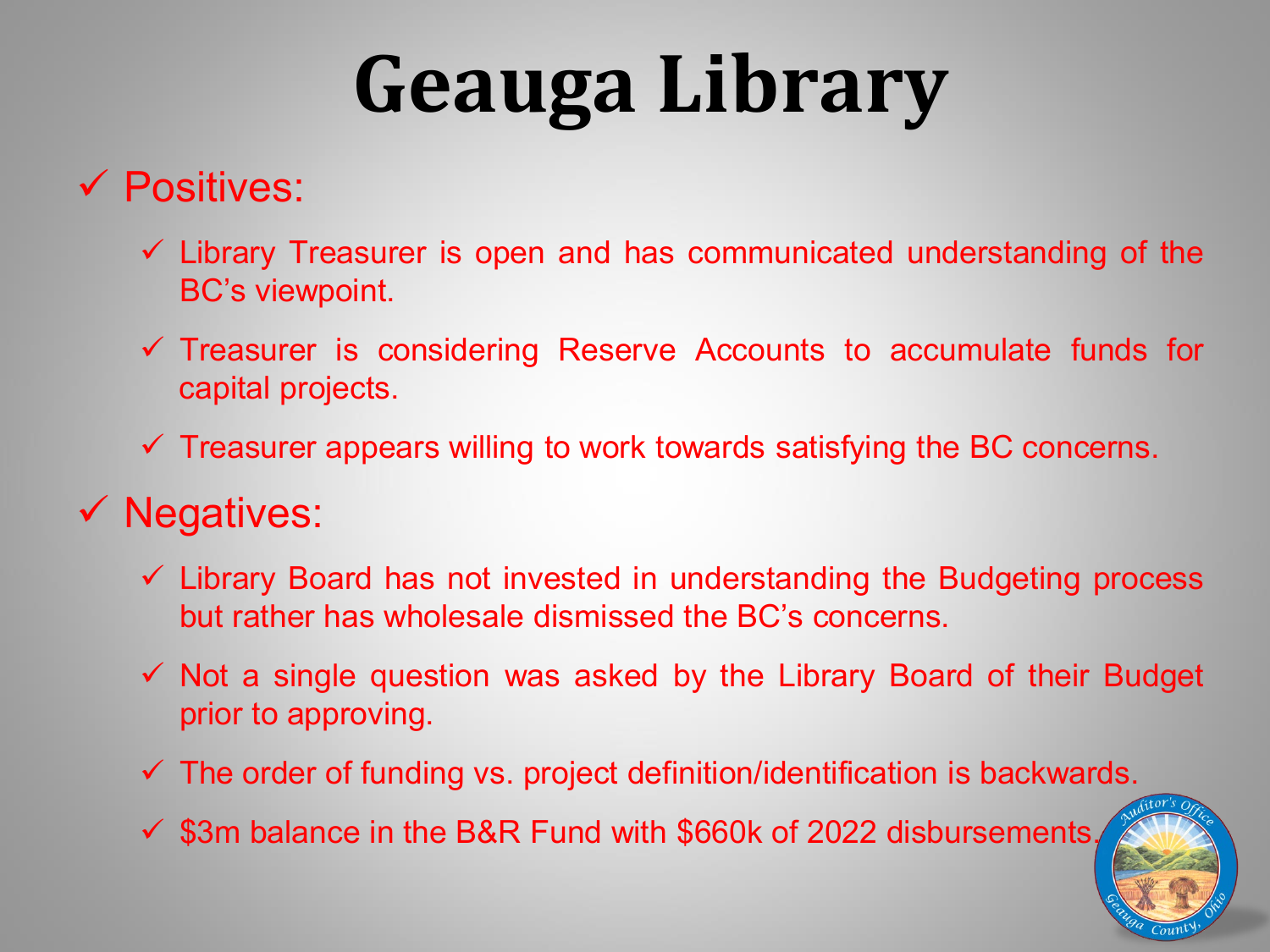# Geauga Library

- ✓ Positives:
  - ✓ Library Treasurer is open and has communicated understanding of the BC's viewpoint.
  - ✓ Treasurer is considering Reserve Accounts to accumulate funds for capital projects.
  - ✓ Treasurer appears willing to work towards satisfying the BC concerns.
- ✓ Negatives:
  - ✓ Library Board has not invested in understanding the Budgeting process but rather has wholesale dismissed the BC's concerns.
  - ✓ Not a single question was asked by the Library Board of their Budget prior to approving.
  - ✓ The order of funding vs. project definition/identification is backwards.
  - ✓ $3m balance in the B&R Fund with $660k of 2022 disbursements.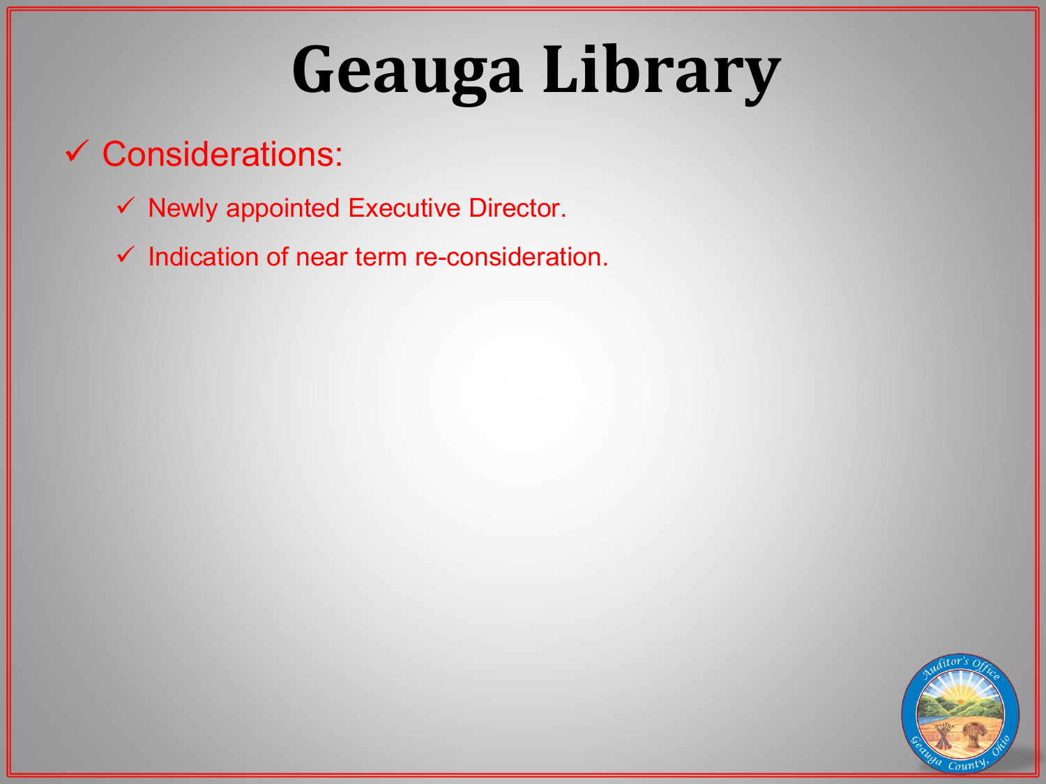# Geauga Library

- Considerations:
  - Newly appointed Executive Director.
  - Indication of near term re-consideration.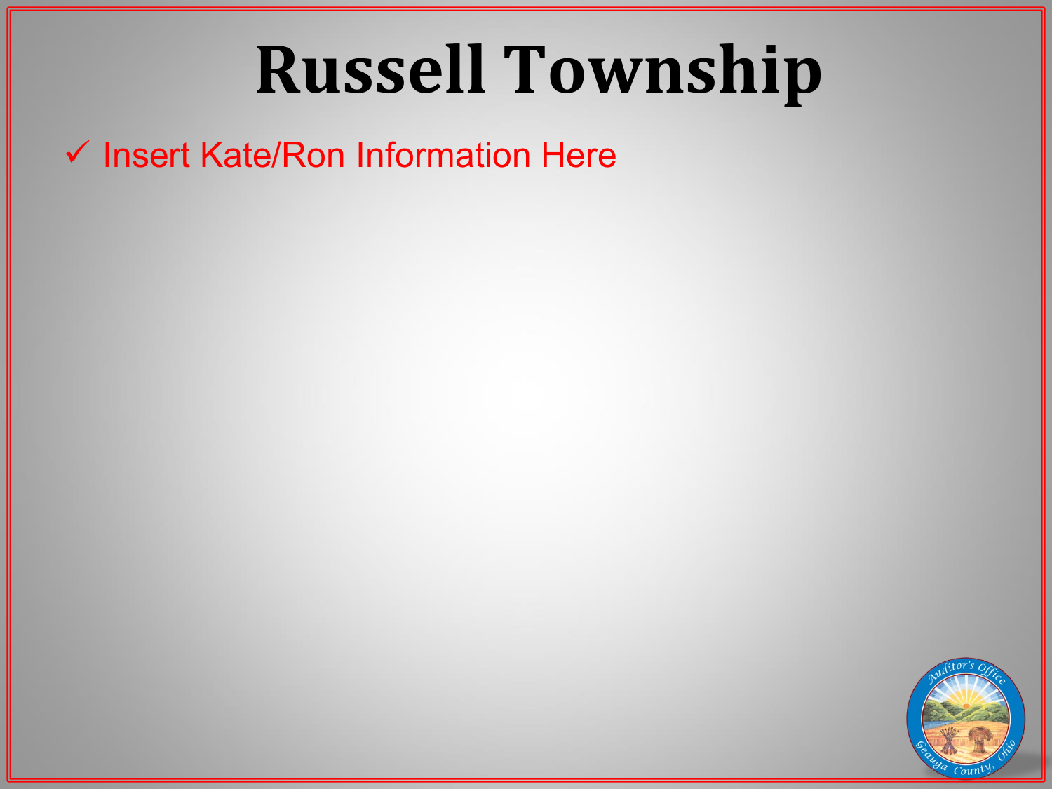# Russell Township

- ✓ Insert Kate/Ron Information Here